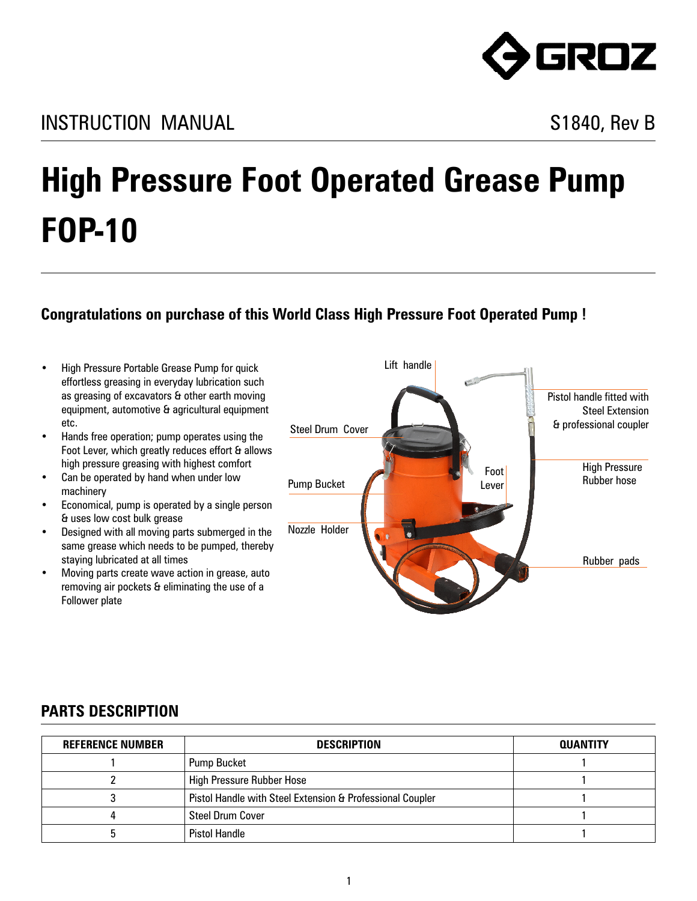INSTRUCTION MANUAL

S1840, Rev B

# High Pressure Foot Operated Grease Pump FOP-10

### Congratulations on purchase of this World Class High Pressure Foot Operated Pump !

- High Pressure Portable Grease Pump for quick effortless greasing in everyday lubrication such as greasing of excavators & other earth moving equipment, automotive & agricultural equipment etc.
- Hands free operation; pump operates using the Foot Lever, which greatly reduces effort & allows high pressure greasing with highest comfort
- Can be operated by hand when under low machinery
- Economical, pump is operated by a single person & uses low cost bulk grease
- Designed with all moving parts submerged in the same grease which needs to be pumped, thereby staying lubricated at all times
- Moving parts create wave action in grease, auto removing air pockets & eliminating the use of a Follower plate

Lift handle

Steel Drum Cover

Pump Bucket

Nozzle Holder

Foot Lever

Pistol handle fitted with Steel Extension & professional coupler

High Pressure Rubber hose

Rubber pads

## PARTS DESCRIPTION

| REFERENCE NUMBER | DESCRIPTION | QUANTITY |
| --- | --- | --- |
| 1 | Pump Bucket | 1 |
| 2 | High Pressure Rubber Hose | 1 |
| 3 | Pistol Handle with Steel Extension & Professional Coupler | 1 |
| 4 | Steel Drum Cover | 1 |
| 5 | Pistol Handle | 1 |